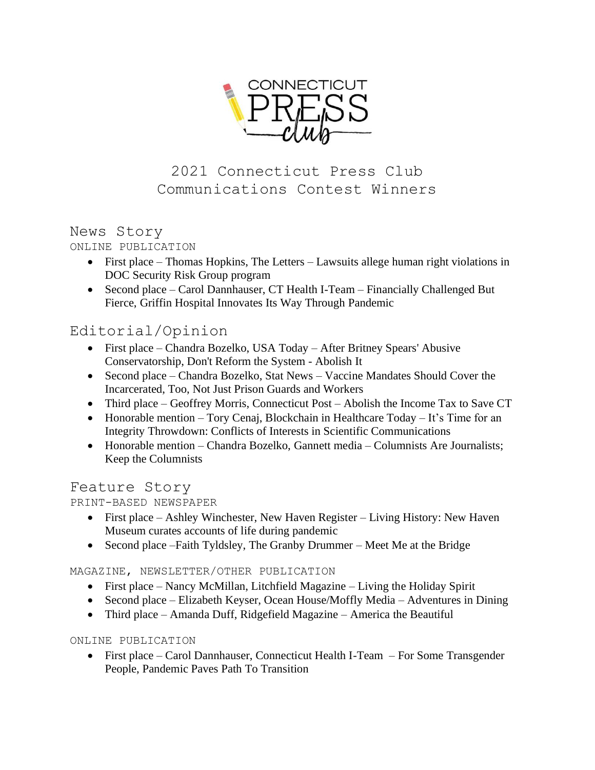CONNECTICUT PRESS club

# 2021 Connecticut Press Club Communications Contest Winners

## News Story

ONLINE PUBLICATION

- First place – Thomas Hopkins, The Letters – Lawsuits allege human right violations in DOC Security Risk Group program
- Second place – Carol Dannhauser, CT Health I-Team – Financially Challenged But Fierce, Griffin Hospital Innovates Its Way Through Pandemic

## Editorial/Opinion

- First place – Chandra Bozelko, USA Today – After Britney Spears' Abusive Conservatorship, Don't Reform the System - Abolish It
- Second place – Chandra Bozelko, Stat News – Vaccine Mandates Should Cover the Incarcerated, Too, Not Just Prison Guards and Workers
- Third place – Geoffrey Morris, Connecticut Post – Abolish the Income Tax to Save CT
- Honorable mention – Tory Cenaj, Blockchain in Healthcare Today – It's Time for an Integrity Throwdown: Conflicts of Interests in Scientific Communications
- Honorable mention – Chandra Bozelko, Gannett media – Columnists Are Journalists; Keep the Columnists

## Feature Story

PRINT-BASED NEWSPAPER

- First place – Ashley Winchester, New Haven Register – Living History: New Haven Museum curates accounts of life during pandemic
- Second place –Faith Tyldsley, The Granby Drummer – Meet Me at the Bridge

MAGAZINE, NEWSLETTER/OTHER PUBLICATION

- First place – Nancy McMillan, Litchfield Magazine – Living the Holiday Spirit
- Second place – Elizabeth Keyser, Ocean House/Moffly Media – Adventures in Dining
- Third place – Amanda Duff, Ridgefield Magazine – America the Beautiful

ONLINE PUBLICATION

- First place – Carol Dannhauser, Connecticut Health I-Team – For Some Transgender People, Pandemic Paves Path To Transition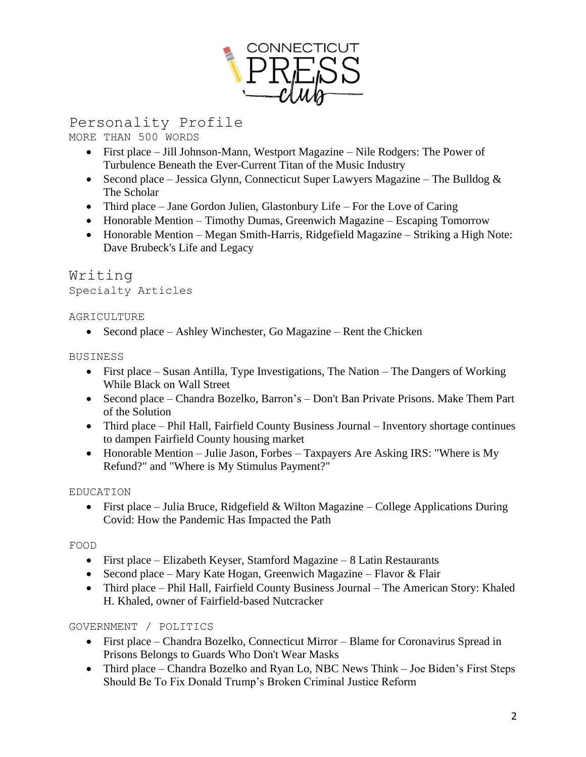## Personality Profile

MORE THAN 500 WORDS

- First place – Jill Johnson-Mann, Westport Magazine – Nile Rodgers: The Power of Turbulence Beneath the Ever-Current Titan of the Music Industry
- Second place – Jessica Glynn, Connecticut Super Lawyers Magazine – The Bulldog & The Scholar
- Third place – Jane Gordon Julien, Glastonbury Life – For the Love of Caring
- Honorable Mention – Timothy Dumas, Greenwich Magazine – Escaping Tomorrow
- Honorable Mention – Megan Smith-Harris, Ridgefield Magazine – Striking a High Note: Dave Brubeck's Life and Legacy

## Writing

Specialty Articles

AGRICULTURE

- Second place – Ashley Winchester, Go Magazine – Rent the Chicken

BUSINESS

- First place – Susan Antilla, Type Investigations, The Nation – The Dangers of Working While Black on Wall Street
- Second place – Chandra Bozelko, Barron's – Don't Ban Private Prisons. Make Them Part of the Solution
- Third place – Phil Hall, Fairfield County Business Journal – Inventory shortage continues to dampen Fairfield County housing market
- Honorable Mention – Julie Jason, Forbes – Taxpayers Are Asking IRS: "Where is My Refund?" and "Where is My Stimulus Payment?"

EDUCATION

- First place – Julia Bruce, Ridgefield & Wilton Magazine – College Applications During Covid: How the Pandemic Has Impacted the Path

FOOD

- First place – Elizabeth Keyser, Stamford Magazine – 8 Latin Restaurants
- Second place – Mary Kate Hogan, Greenwich Magazine – Flavor & Flair
- Third place – Phil Hall, Fairfield County Business Journal – The American Story: Khaled H. Khaled, owner of Fairfield-based Nutcracker

GOVERNMENT / POLITICS

- First place – Chandra Bozelko, Connecticut Mirror – Blame for Coronavirus Spread in Prisons Belongs to Guards Who Don't Wear Masks
- Third place – Chandra Bozelko and Ryan Lo, NBC News Think – Joe Biden's First Steps Should Be To Fix Donald Trump's Broken Criminal Justice Reform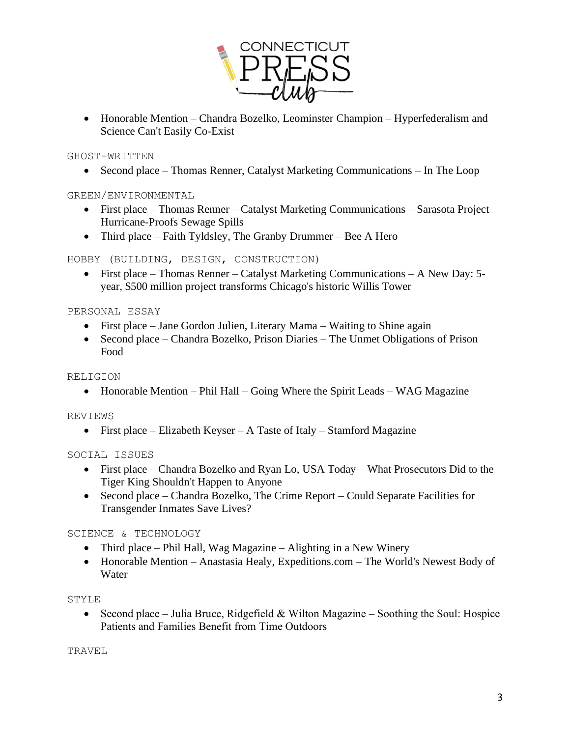- Honorable Mention – Chandra Bozelko, Leominster Champion – Hyperfederalism and Science Can't Easily Co-Exist

GHOST-WRITTEN

- Second place – Thomas Renner, Catalyst Marketing Communications – In The Loop

GREEN/ENVIRONMENTAL

- First place – Thomas Renner – Catalyst Marketing Communications – Sarasota Project Hurricane-Proofs Sewage Spills
- Third place – Faith Tyldsley, The Granby Drummer – Bee A Hero

HOBBY (BUILDING, DESIGN, CONSTRUCTION)

- First place – Thomas Renner – Catalyst Marketing Communications – A New Day: 5-year, $500 million project transforms Chicago's historic Willis Tower

PERSONAL ESSAY

- First place – Jane Gordon Julien, Literary Mama – Waiting to Shine again
- Second place – Chandra Bozelko, Prison Diaries – The Unmet Obligations of Prison Food

RELIGION

- Honorable Mention – Phil Hall – Going Where the Spirit Leads – WAG Magazine

REVIEWS

- First place – Elizabeth Keyser – A Taste of Italy – Stamford Magazine

SOCIAL ISSUES

- First place – Chandra Bozelko and Ryan Lo, USA Today – What Prosecutors Did to the Tiger King Shouldn't Happen to Anyone
- Second place – Chandra Bozelko, The Crime Report – Could Separate Facilities for Transgender Inmates Save Lives?

SCIENCE & TECHNOLOGY

- Third place – Phil Hall, Wag Magazine – Alighting in a New Winery
- Honorable Mention – Anastasia Healy, Expeditions.com – The World's Newest Body of Water

STYLE

- Second place – Julia Bruce, Ridgefield & Wilton Magazine – Soothing the Soul: Hospice Patients and Families Benefit from Time Outdoors

TRAVEL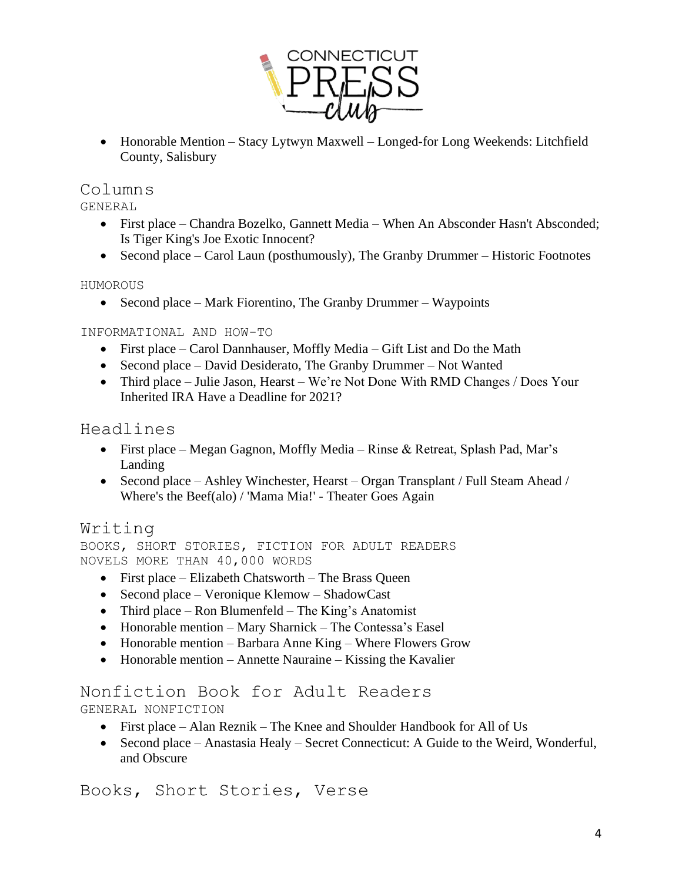- Honorable Mention – Stacy Lytwyn Maxwell – Longed-for Long Weekends: Litchfield County, Salisbury

## Columns

### GENERAL

- First place – Chandra Bozelko, Gannett Media – When An Absconder Hasn't Absconded; Is Tiger King's Joe Exotic Innocent?
- Second place – Carol Laun (posthumously), The Granby Drummer – Historic Footnotes

### HUMOROUS

- Second place – Mark Fiorentino, The Granby Drummer – Waypoints

### INFORMATIONAL AND HOW-TO

- First place – Carol Dannhauser, Moffly Media – Gift List and Do the Math
- Second place – David Desiderato, The Granby Drummer – Not Wanted
- Third place – Julie Jason, Hearst – We're Not Done With RMD Changes / Does Your Inherited IRA Have a Deadline for 2021?

## Headlines

- First place – Megan Gagnon, Moffly Media – Rinse & Retreat, Splash Pad, Mar's Landing
- Second place – Ashley Winchester, Hearst – Organ Transplant / Full Steam Ahead / Where's the Beef(alo) / 'Mama Mia!' - Theater Goes Again

## Writing

### BOOKS, SHORT STORIES, FICTION FOR ADULT READERS
### NOVELS MORE THAN 40,000 WORDS

- First place – Elizabeth Chatsworth – The Brass Queen
- Second place – Veronique Klemow – ShadowCast
- Third place – Ron Blumenfeld – The King's Anatomist
- Honorable mention – Mary Sharnick – The Contessa's Easel
- Honorable mention – Barbara Anne King – Where Flowers Grow
- Honorable mention – Annette Nauraine – Kissing the Kavalier

## Nonfiction Book for Adult Readers

### GENERAL NONFICTION

- First place – Alan Reznik – The Knee and Shoulder Handbook for All of Us
- Second place – Anastasia Healy – Secret Connecticut: A Guide to the Weird, Wonderful, and Obscure

## Books, Short Stories, Verse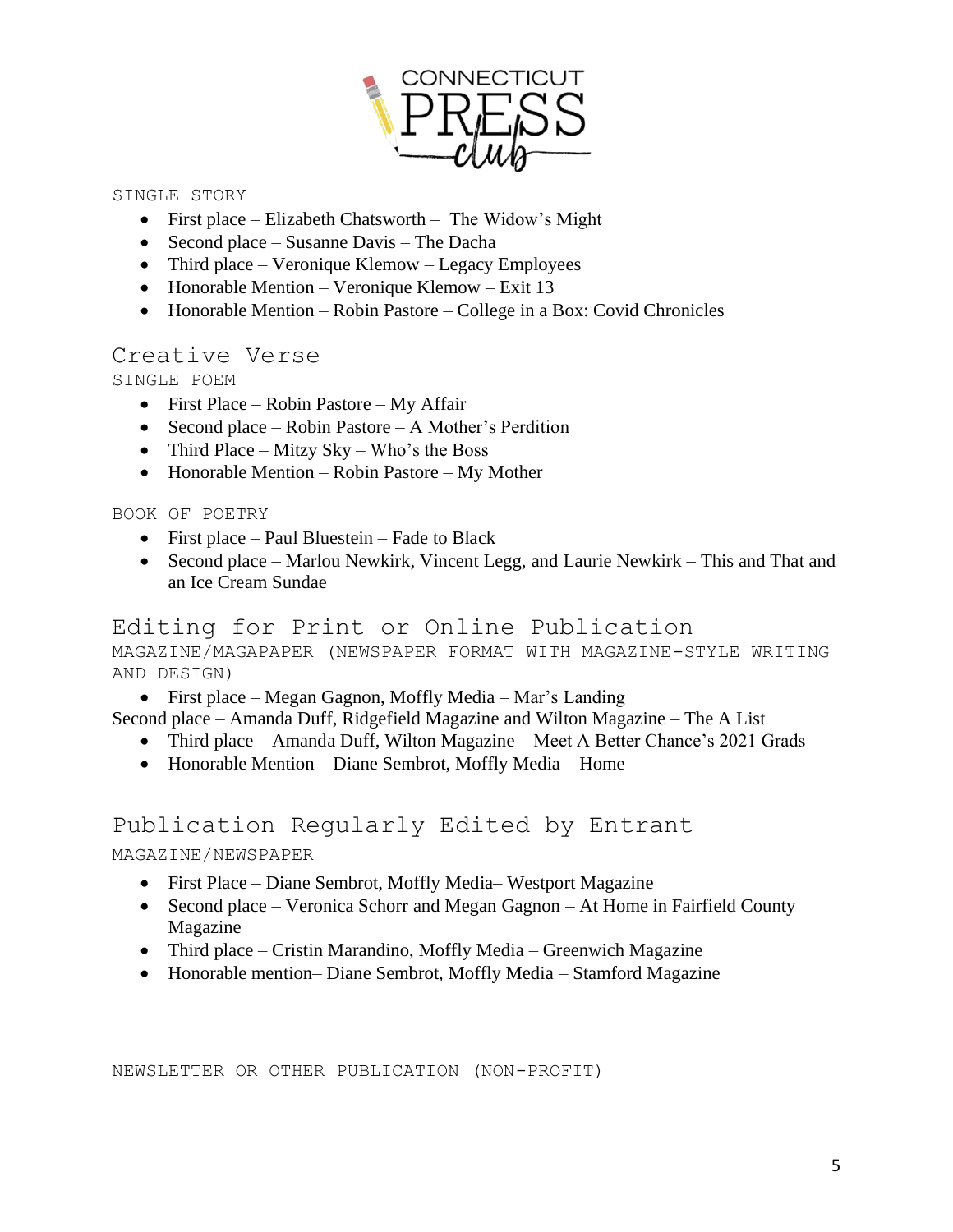SINGLE STORY

- First place – Elizabeth Chatsworth – The Widow's Might
- Second place – Susanne Davis – The Dacha
- Third place – Veronique Klemow – Legacy Employees
- Honorable Mention – Veronique Klemow – Exit 13
- Honorable Mention – Robin Pastore – College in a Box: Covid Chronicles

## Creative Verse

SINGLE POEM

- First Place – Robin Pastore – My Affair
- Second place – Robin Pastore – A Mother's Perdition
- Third Place – Mitzy Sky – Who's the Boss
- Honorable Mention – Robin Pastore – My Mother

BOOK OF POETRY

- First place – Paul Bluestein – Fade to Black
- Second place – Marlou Newkirk, Vincent Legg, and Laurie Newkirk – This and That and an Ice Cream Sundae

## Editing for Print or Online Publication

MAGAZINE/MAGAPAPER (NEWSPAPER FORMAT WITH MAGAZINE-STYLE WRITING AND DESIGN)

- First place – Megan Gagnon, Moffly Media – Mar's Landing

Second place – Amanda Duff, Ridgefield Magazine and Wilton Magazine – The A List

- Third place – Amanda Duff, Wilton Magazine – Meet A Better Chance's 2021 Grads
- Honorable Mention – Diane Sembrot, Moffly Media – Home

## Publication Regularly Edited by Entrant

MAGAZINE/NEWSPAPER

- First Place – Diane Sembrot, Moffly Media– Westport Magazine
- Second place – Veronica Schorr and Megan Gagnon – At Home in Fairfield County Magazine
- Third place – Cristin Marandino, Moffly Media – Greenwich Magazine
- Honorable mention– Diane Sembrot, Moffly Media – Stamford Magazine

NEWSLETTER OR OTHER PUBLICATION (NON-PROFIT)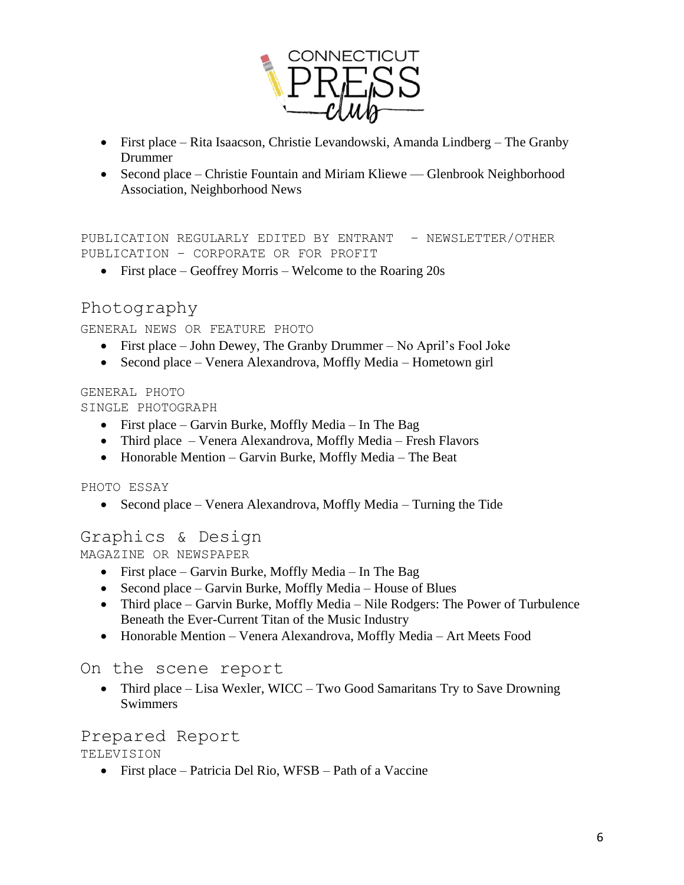- First place – Rita Isaacson, Christie Levandowski, Amanda Lindberg – The Granby Drummer
- Second place – Christie Fountain and Miriam Kliewe — Glenbrook Neighborhood Association, Neighborhood News

PUBLICATION REGULARLY EDITED BY ENTRANT – NEWSLETTER/OTHER PUBLICATION - CORPORATE OR FOR PROFIT

- First place – Geoffrey Morris – Welcome to the Roaring 20s

## Photography

GENERAL NEWS OR FEATURE PHOTO

- First place – John Dewey, The Granby Drummer – No April's Fool Joke
- Second place – Venera Alexandrova, Moffly Media – Hometown girl

GENERAL PHOTO

SINGLE PHOTOGRAPH

- First place – Garvin Burke, Moffly Media – In The Bag
- Third place – Venera Alexandrova, Moffly Media – Fresh Flavors
- Honorable Mention – Garvin Burke, Moffly Media – The Beat

PHOTO ESSAY

- Second place – Venera Alexandrova, Moffly Media – Turning the Tide

## Graphics & Design

MAGAZINE OR NEWSPAPER

- First place – Garvin Burke, Moffly Media – In The Bag
- Second place – Garvin Burke, Moffly Media – House of Blues
- Third place – Garvin Burke, Moffly Media – Nile Rodgers: The Power of Turbulence Beneath the Ever-Current Titan of the Music Industry
- Honorable Mention – Venera Alexandrova, Moffly Media – Art Meets Food

## On the scene report

- Third place – Lisa Wexler, WICC – Two Good Samaritans Try to Save Drowning Swimmers

## Prepared Report

TELEVISION

- First place – Patricia Del Rio, WFSB – Path of a Vaccine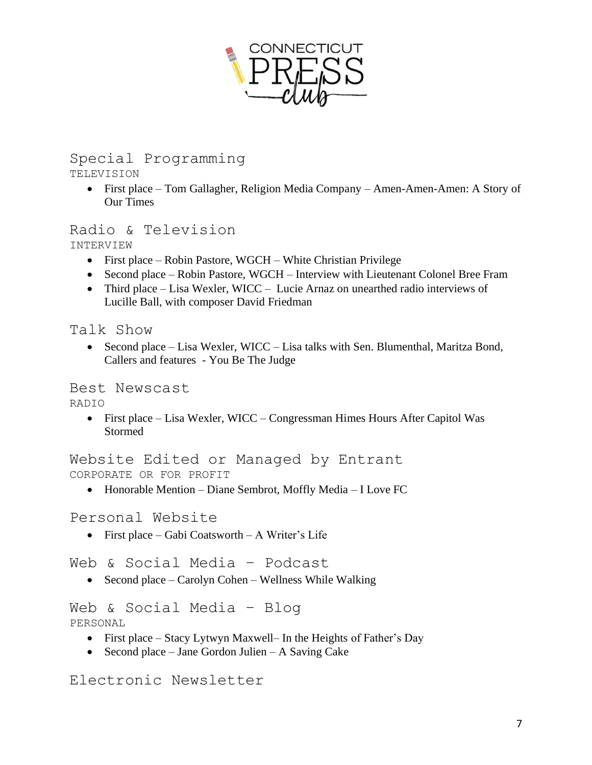## Special Programming

TELEVISION

- First place – Tom Gallagher, Religion Media Company – Amen-Amen-Amen: A Story of Our Times

## Radio & Television

INTERVIEW

- First place – Robin Pastore, WGCH – White Christian Privilege
- Second place – Robin Pastore, WGCH – Interview with Lieutenant Colonel Bree Fram
- Third place – Lisa Wexler, WICC – Lucie Arnaz on unearthed radio interviews of Lucille Ball, with composer David Friedman

## Talk Show

- Second place – Lisa Wexler, WICC – Lisa talks with Sen. Blumenthal, Maritza Bond, Callers and features - You Be The Judge

## Best Newscast

RADIO

- First place – Lisa Wexler, WICC – Congressman Himes Hours After Capitol Was Stormed

## Website Edited or Managed by Entrant

CORPORATE OR FOR PROFIT

- Honorable Mention – Diane Sembrot, Moffly Media – I Love FC

## Personal Website

- First place – Gabi Coatsworth – A Writer's Life

## Web & Social Media - Podcast

- Second place – Carolyn Cohen – Wellness While Walking

## Web & Social Media - Blog

PERSONAL

- First place – Stacy Lytwyn Maxwell– In the Heights of Father's Day
- Second place – Jane Gordon Julien – A Saving Cake

## Electronic Newsletter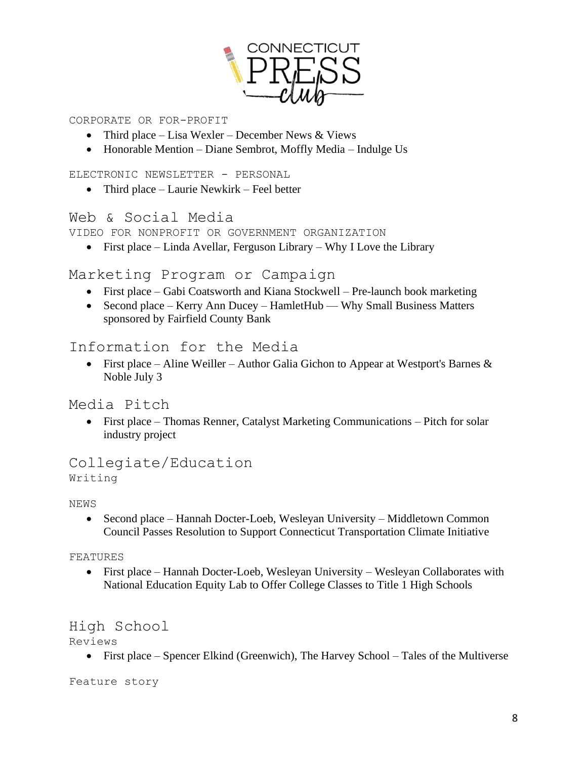CORPORATE OR FOR-PROFIT

- Third place – Lisa Wexler – December News & Views
- Honorable Mention – Diane Sembrot, Moffly Media – Indulge Us

ELECTRONIC NEWSLETTER - PERSONAL

- Third place – Laurie Newkirk – Feel better

## Web & Social Media

VIDEO FOR NONPROFIT OR GOVERNMENT ORGANIZATION

- First place – Linda Avellar, Ferguson Library – Why I Love the Library

## Marketing Program or Campaign

- First place – Gabi Coatsworth and Kiana Stockwell – Pre-launch book marketing
- Second place – Kerry Ann Ducey – HamletHub — Why Small Business Matters sponsored by Fairfield County Bank

## Information for the Media

- First place – Aline Weiller – Author Galia Gichon to Appear at Westport's Barnes & Noble July 3

## Media Pitch

- First place – Thomas Renner, Catalyst Marketing Communications – Pitch for solar industry project

## Collegiate/Education

### Writing

NEWS

- Second place – Hannah Docter-Loeb, Wesleyan University – Middletown Common Council Passes Resolution to Support Connecticut Transportation Climate Initiative

FEATURES

- First place – Hannah Docter-Loeb, Wesleyan University – Wesleyan Collaborates with National Education Equity Lab to Offer College Classes to Title 1 High Schools

## High School

### Reviews

- First place – Spencer Elkind (Greenwich), The Harvey School – Tales of the Multiverse

Feature story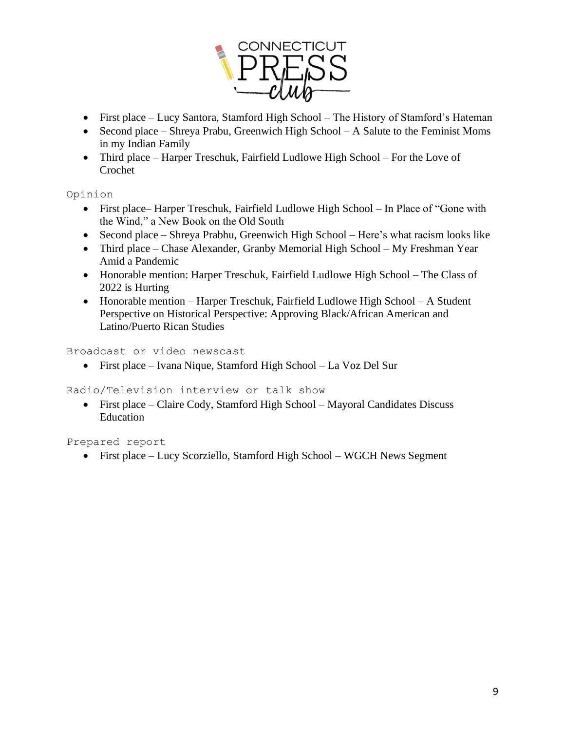- First place – Lucy Santora, Stamford High School – The History of Stamford's Hateman
- Second place – Shreya Prabu, Greenwich High School – A Salute to the Feminist Moms in my Indian Family
- Third place – Harper Treschuk, Fairfield Ludlowe High School – For the Love of Crochet

### Opinion

- First place– Harper Treschuk, Fairfield Ludlowe High School – In Place of "Gone with the Wind," a New Book on the Old South
- Second place – Shreya Prabhu, Greenwich High School – Here's what racism looks like
- Third place – Chase Alexander, Granby Memorial High School – My Freshman Year Amid a Pandemic
- Honorable mention: Harper Treschuk, Fairfield Ludlowe High School – The Class of 2022 is Hurting
- Honorable mention – Harper Treschuk, Fairfield Ludlowe High School – A Student Perspective on Historical Perspective: Approving Black/African American and Latino/Puerto Rican Studies

### Broadcast or video newscast

- First place – Ivana Nique, Stamford High School – La Voz Del Sur

### Radio/Television interview or talk show

- First place – Claire Cody, Stamford High School – Mayoral Candidates Discuss Education

### Prepared report

- First place – Lucy Scorziello, Stamford High School – WGCH News Segment